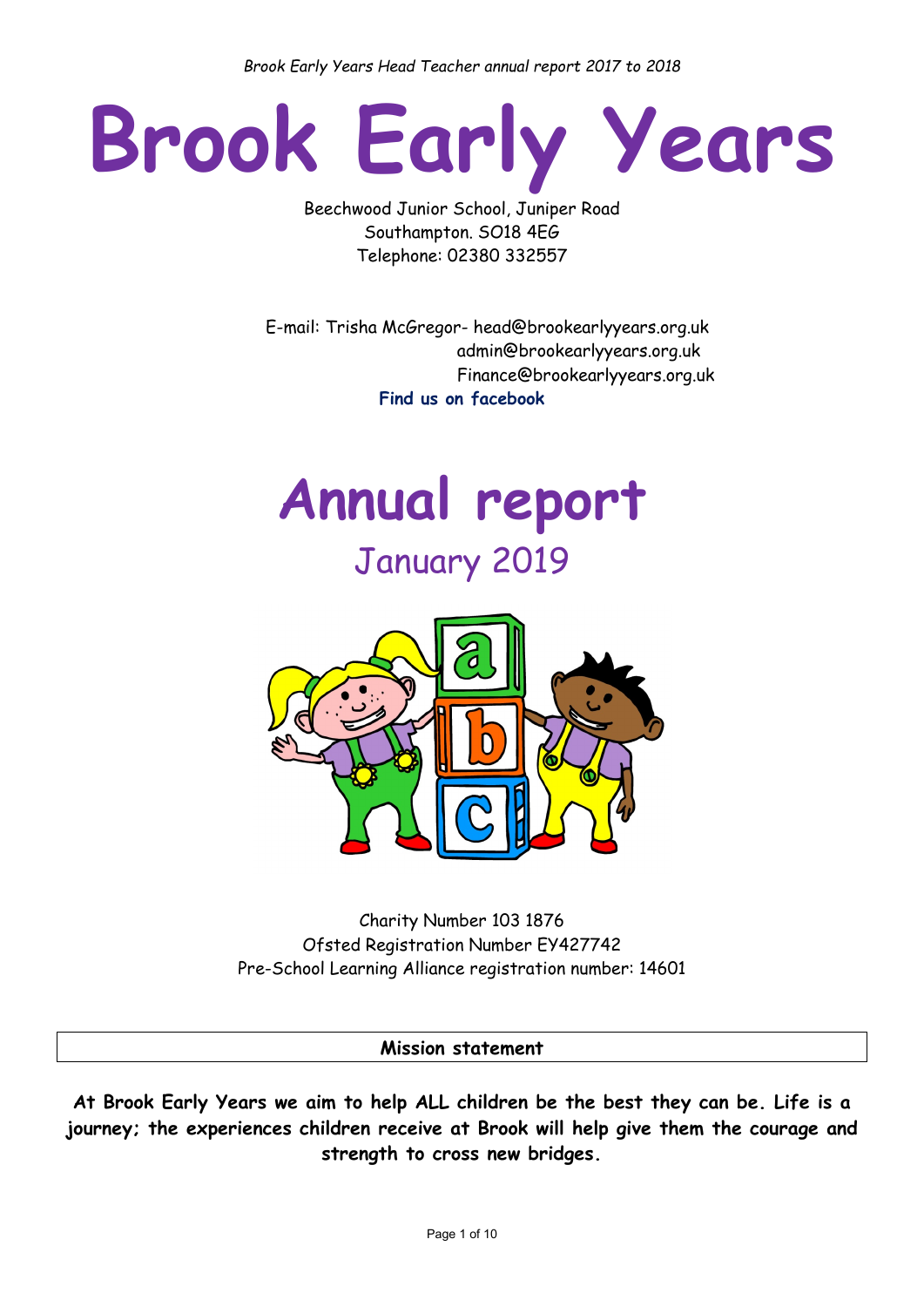# Brook Early Years

Beechwood Junior School, Juniper Road
Southampton. SO18 4EG
Telephone: 02380 332557

E-mail: Trisha McGregor- head@brookearlyyears.org.uk
admin@brookearlyyears.org.uk
Finance@brookearlyyears.org.uk

**Find us on facebook**

# Annual report

## January 2019

Charity Number 103 1876
Ofsted Registration Number EY427742
Pre-School Learning Alliance registration number: 14601

**Mission statement**

**At Brook Early Years we aim to help ALL children be the best they can be. Life is a journey; the experiences children receive at Brook will help give them the courage and strength to cross new bridges.**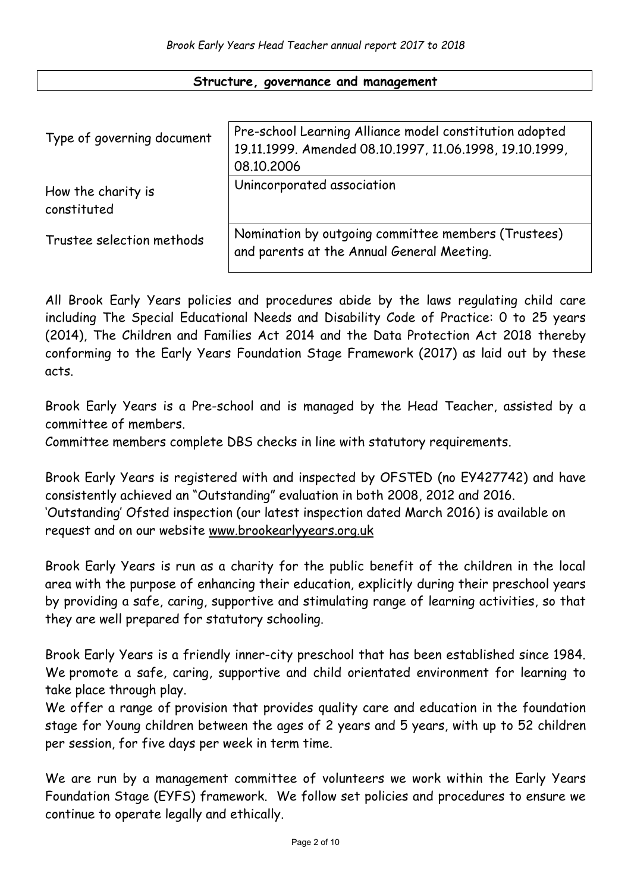## Structure, governance and management

| | |
|---|---|
| Type of governing document | Pre-school Learning Alliance model constitution adopted 19.11.1999. Amended 08.10.1997, 11.06.1998, 19.10.1999, 08.10.2006 |
| How the charity is constituted | Unincorporated association |
| Trustee selection methods | Nomination by outgoing committee members (Trustees) and parents at the Annual General Meeting. |

All Brook Early Years policies and procedures abide by the laws regulating child care including The Special Educational Needs and Disability Code of Practice: 0 to 25 years (2014), The Children and Families Act 2014 and the Data Protection Act 2018 thereby conforming to the Early Years Foundation Stage Framework (2017) as laid out by these acts.

Brook Early Years is a Pre-school and is managed by the Head Teacher, assisted by a committee of members.
Committee members complete DBS checks in line with statutory requirements.

Brook Early Years is registered with and inspected by OFSTED (no EY427742) and have consistently achieved an "Outstanding" evaluation in both 2008, 2012 and 2016.
'Outstanding' Ofsted inspection (our latest inspection dated March 2016) is available on request and on our website www.brookearlyyears.org.uk

Brook Early Years is run as a charity for the public benefit of the children in the local area with the purpose of enhancing their education, explicitly during their preschool years by providing a safe, caring, supportive and stimulating range of learning activities, so that they are well prepared for statutory schooling.

Brook Early Years is a friendly inner-city preschool that has been established since 1984. We promote a safe, caring, supportive and child orientated environment for learning to take place through play.
We offer a range of provision that provides quality care and education in the foundation stage for Young children between the ages of 2 years and 5 years, with up to 52 children per session, for five days per week in term time.

We are run by a management committee of volunteers we work within the Early Years Foundation Stage (EYFS) framework. We follow set policies and procedures to ensure we continue to operate legally and ethically.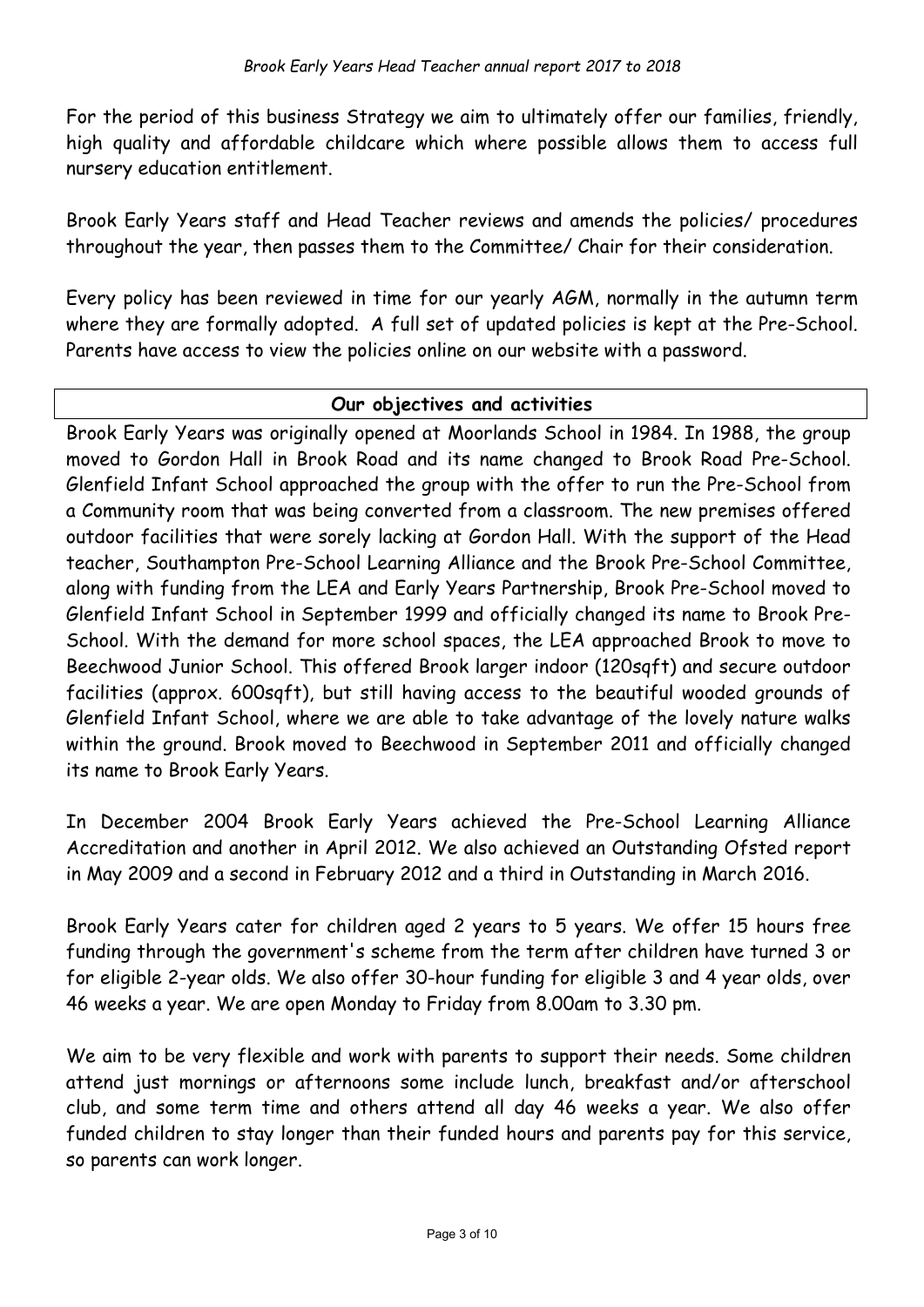For the period of this business Strategy we aim to ultimately offer our families, friendly, high quality and affordable childcare which where possible allows them to access full nursery education entitlement.

Brook Early Years staff and Head Teacher reviews and amends the policies/ procedures throughout the year, then passes them to the Committee/ Chair for their consideration.

Every policy has been reviewed in time for our yearly AGM, normally in the autumn term where they are formally adopted. A full set of updated policies is kept at the Pre-School. Parents have access to view the policies online on our website with a password.

## Our objectives and activities

Brook Early Years was originally opened at Moorlands School in 1984. In 1988, the group moved to Gordon Hall in Brook Road and its name changed to Brook Road Pre-School. Glenfield Infant School approached the group with the offer to run the Pre-School from a Community room that was being converted from a classroom. The new premises offered outdoor facilities that were sorely lacking at Gordon Hall. With the support of the Head teacher, Southampton Pre-School Learning Alliance and the Brook Pre-School Committee, along with funding from the LEA and Early Years Partnership, Brook Pre-School moved to Glenfield Infant School in September 1999 and officially changed its name to Brook Pre-School. With the demand for more school spaces, the LEA approached Brook to move to Beechwood Junior School. This offered Brook larger indoor (120sqft) and secure outdoor facilities (approx. 600sqft), but still having access to the beautiful wooded grounds of Glenfield Infant School, where we are able to take advantage of the lovely nature walks within the ground. Brook moved to Beechwood in September 2011 and officially changed its name to Brook Early Years.

In December 2004 Brook Early Years achieved the Pre-School Learning Alliance Accreditation and another in April 2012. We also achieved an Outstanding Ofsted report in May 2009 and a second in February 2012 and a third in Outstanding in March 2016.

Brook Early Years cater for children aged 2 years to 5 years. We offer 15 hours free funding through the government's scheme from the term after children have turned 3 or for eligible 2-year olds. We also offer 30-hour funding for eligible 3 and 4 year olds, over 46 weeks a year. We are open Monday to Friday from 8.00am to 3.30 pm.

We aim to be very flexible and work with parents to support their needs. Some children attend just mornings or afternoons some include lunch, breakfast and/or afterschool club, and some term time and others attend all day 46 weeks a year. We also offer funded children to stay longer than their funded hours and parents pay for this service, so parents can work longer.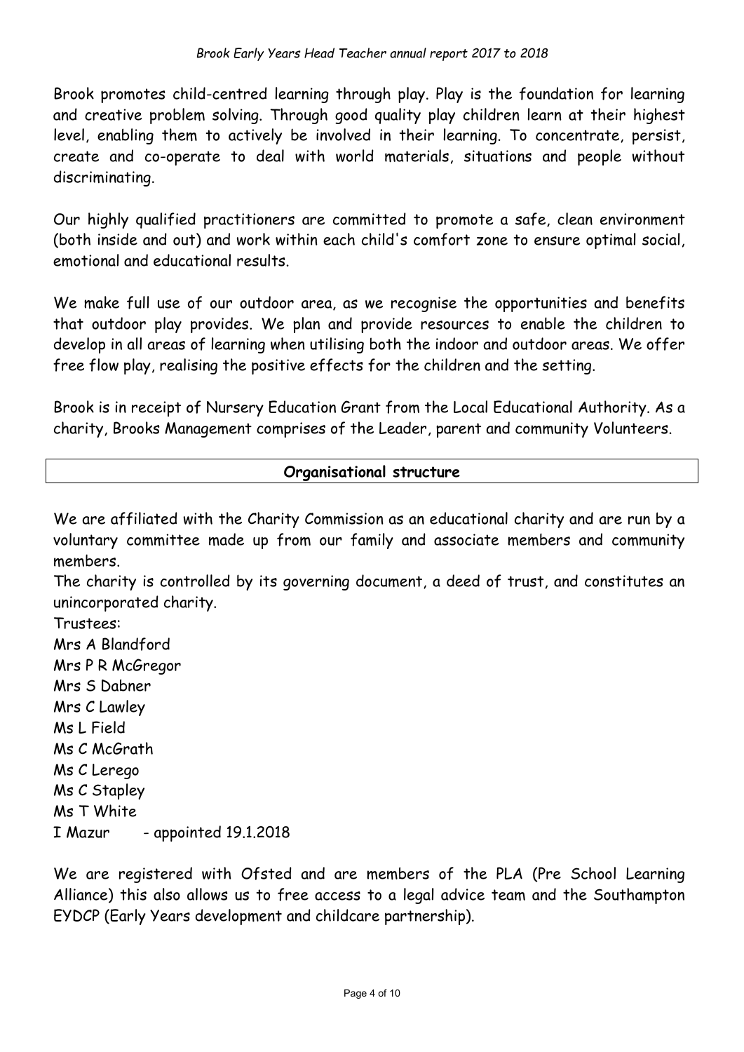Brook promotes child-centred learning through play. Play is the foundation for learning and creative problem solving. Through good quality play children learn at their highest level, enabling them to actively be involved in their learning. To concentrate, persist, create and co-operate to deal with world materials, situations and people without discriminating.

Our highly qualified practitioners are committed to promote a safe, clean environment (both inside and out) and work within each child's comfort zone to ensure optimal social, emotional and educational results.

We make full use of our outdoor area, as we recognise the opportunities and benefits that outdoor play provides. We plan and provide resources to enable the children to develop in all areas of learning when utilising both the indoor and outdoor areas. We offer free flow play, realising the positive effects for the children and the setting.

Brook is in receipt of Nursery Education Grant from the Local Educational Authority. As a charity, Brooks Management comprises of the Leader, parent and community Volunteers.

## Organisational structure

We are affiliated with the Charity Commission as an educational charity and are run by a voluntary committee made up from our family and associate members and community members.

The charity is controlled by its governing document, a deed of trust, and constitutes an unincorporated charity.

Trustees:

Mrs A Blandford  
Mrs P R McGregor  
Mrs S Dabner  
Mrs C Lawley  
Ms L Field  
Ms C McGrath  
Ms C Lerego  
Ms C Stapley  
Ms T White  
I Mazur - appointed 19.1.2018

We are registered with Ofsted and are members of the PLA (Pre School Learning Alliance) this also allows us to free access to a legal advice team and the Southampton EYDCP (Early Years development and childcare partnership).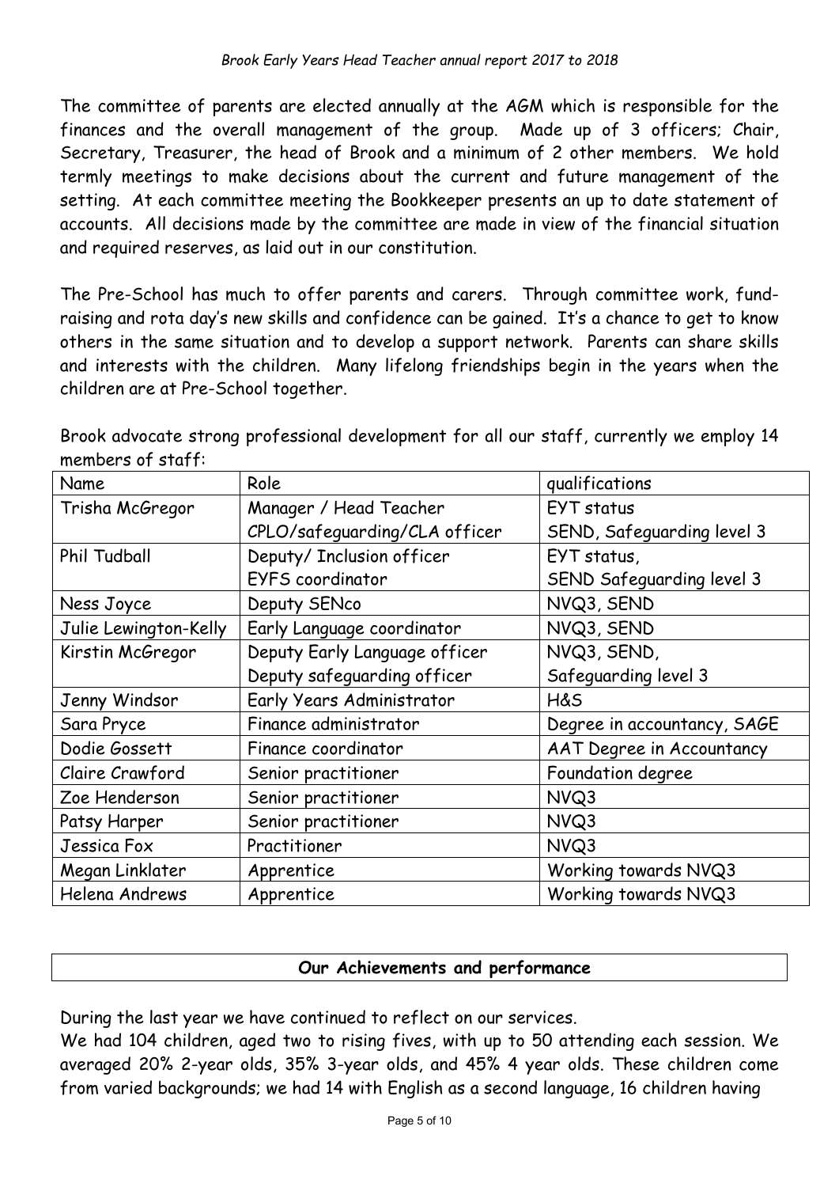The committee of parents are elected annually at the AGM which is responsible for the finances and the overall management of the group. Made up of 3 officers; Chair, Secretary, Treasurer, the head of Brook and a minimum of 2 other members. We hold termly meetings to make decisions about the current and future management of the setting. At each committee meeting the Bookkeeper presents an up to date statement of accounts. All decisions made by the committee are made in view of the financial situation and required reserves, as laid out in our constitution.

The Pre-School has much to offer parents and carers. Through committee work, fund-raising and rota day's new skills and confidence can be gained. It's a chance to get to know others in the same situation and to develop a support network. Parents can share skills and interests with the children. Many lifelong friendships begin in the years when the children are at Pre-School together.

Brook advocate strong professional development for all our staff, currently we employ 14 members of staff:

| Name | Role | qualifications |
|---|---|---|
| Trisha McGregor | Manager / Head Teacher<br>CPLO/safeguarding/CLA officer | EYT status<br>SEND, Safeguarding level 3 |
| Phil Tudball | Deputy/ Inclusion officer<br>EYFS coordinator | EYT status,<br>SEND Safeguarding level 3 |
| Ness Joyce | Deputy SENco | NVQ3, SEND |
| Julie Lewington-Kelly | Early Language coordinator | NVQ3, SEND |
| Kirstin McGregor | Deputy Early Language officer<br>Deputy safeguarding officer | NVQ3, SEND,<br>Safeguarding level 3 |
| Jenny Windsor | Early Years Administrator | H&S |
| Sara Pryce | Finance administrator | Degree in accountancy, SAGE |
| Dodie Gossett | Finance coordinator | AAT Degree in Accountancy |
| Claire Crawford | Senior practitioner | Foundation degree |
| Zoe Henderson | Senior practitioner | NVQ3 |
| Patsy Harper | Senior practitioner | NVQ3 |
| Jessica Fox | Practitioner | NVQ3 |
| Megan Linklater | Apprentice | Working towards NVQ3 |
| Helena Andrews | Apprentice | Working towards NVQ3 |

## Our Achievements and performance

During the last year we have continued to reflect on our services.
We had 104 children, aged two to rising fives, with up to 50 attending each session. We averaged 20% 2-year olds, 35% 3-year olds, and 45% 4 year olds. These children come from varied backgrounds; we had 14 with English as a second language, 16 children having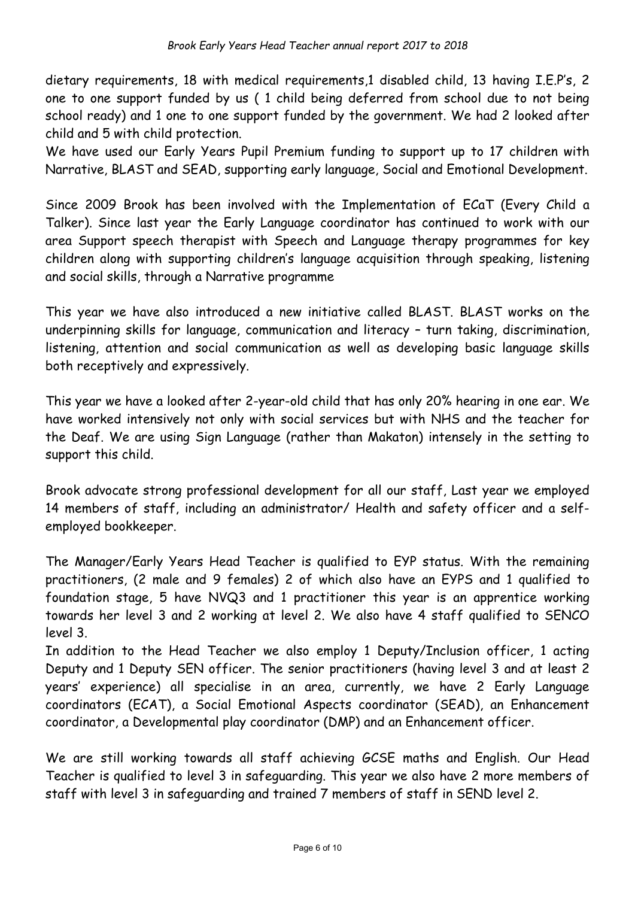dietary requirements, 18 with medical requirements,1 disabled child, 13 having I.E.P's, 2 one to one support funded by us ( 1 child being deferred from school due to not being school ready) and 1 one to one support funded by the government. We had 2 looked after child and 5 with child protection.
We have used our Early Years Pupil Premium funding to support up to 17 children with Narrative, BLAST and SEAD, supporting early language, Social and Emotional Development.

Since 2009 Brook has been involved with the Implementation of ECaT (Every Child a Talker). Since last year the Early Language coordinator has continued to work with our area Support speech therapist with Speech and Language therapy programmes for key children along with supporting children's language acquisition through speaking, listening and social skills, through a Narrative programme

This year we have also introduced a new initiative called BLAST. BLAST works on the underpinning skills for language, communication and literacy – turn taking, discrimination, listening, attention and social communication as well as developing basic language skills both receptively and expressively.

This year we have a looked after 2-year-old child that has only 20% hearing in one ear. We have worked intensively not only with social services but with NHS and the teacher for the Deaf. We are using Sign Language (rather than Makaton) intensely in the setting to support this child.

Brook advocate strong professional development for all our staff, Last year we employed 14 members of staff, including an administrator/ Health and safety officer and a self-employed bookkeeper.

The Manager/Early Years Head Teacher is qualified to EYP status. With the remaining practitioners, (2 male and 9 females) 2 of which also have an EYPS and 1 qualified to foundation stage, 5 have NVQ3 and 1 practitioner this year is an apprentice working towards her level 3 and 2 working at level 2. We also have 4 staff qualified to SENCO level 3.
In addition to the Head Teacher we also employ 1 Deputy/Inclusion officer, 1 acting Deputy and 1 Deputy SEN officer. The senior practitioners (having level 3 and at least 2 years' experience) all specialise in an area, currently, we have 2 Early Language coordinators (ECAT), a Social Emotional Aspects coordinator (SEAD), an Enhancement coordinator, a Developmental play coordinator (DMP) and an Enhancement officer.

We are still working towards all staff achieving GCSE maths and English. Our Head Teacher is qualified to level 3 in safeguarding. This year we also have 2 more members of staff with level 3 in safeguarding and trained 7 members of staff in SEND level 2.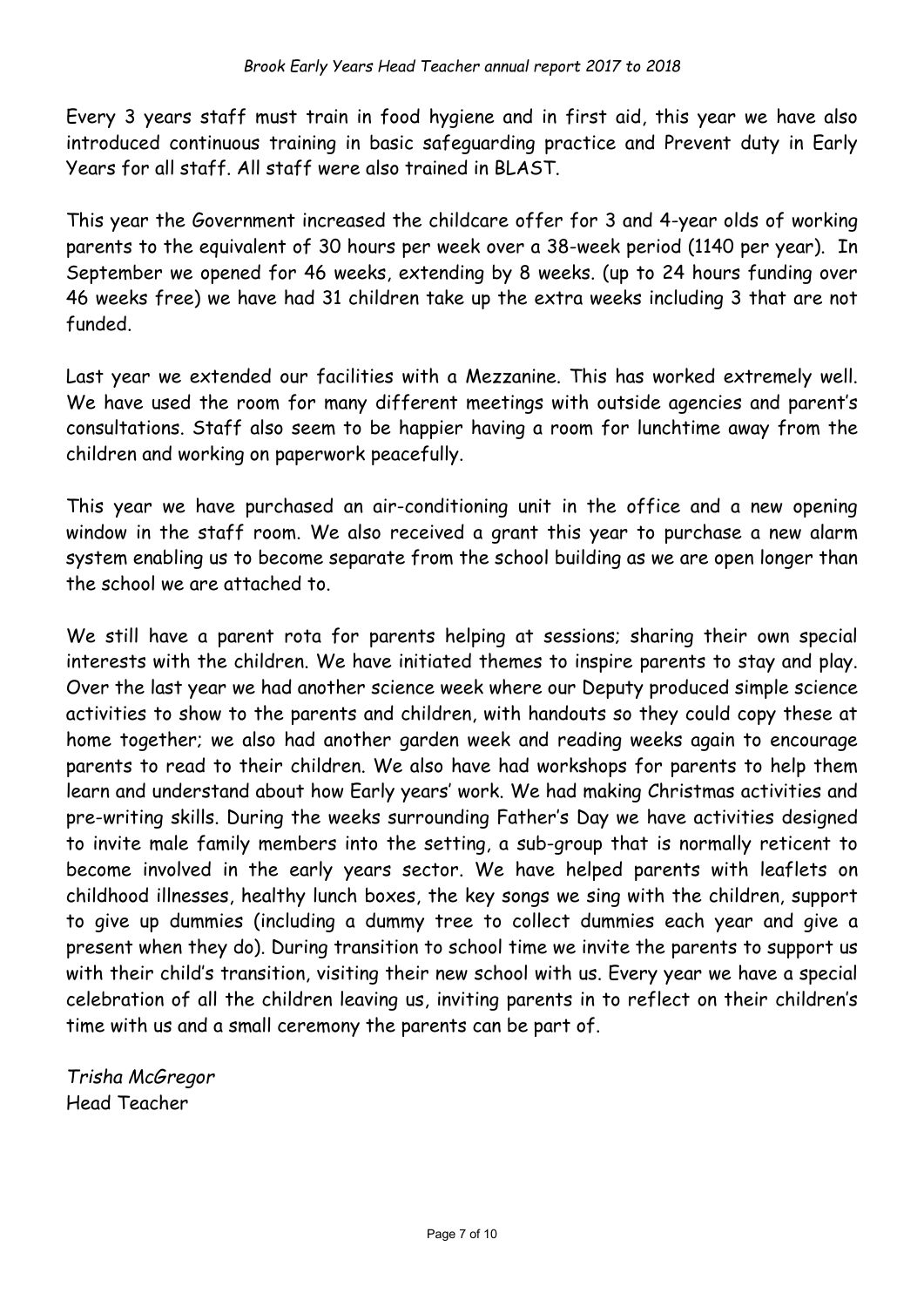Every 3 years staff must train in food hygiene and in first aid, this year we have also introduced continuous training in basic safeguarding practice and Prevent duty in Early Years for all staff. All staff were also trained in BLAST.

This year the Government increased the childcare offer for 3 and 4-year olds of working parents to the equivalent of 30 hours per week over a 38-week period (1140 per year). In September we opened for 46 weeks, extending by 8 weeks. (up to 24 hours funding over 46 weeks free) we have had 31 children take up the extra weeks including 3 that are not funded.

Last year we extended our facilities with a Mezzanine. This has worked extremely well. We have used the room for many different meetings with outside agencies and parent's consultations. Staff also seem to be happier having a room for lunchtime away from the children and working on paperwork peacefully.

This year we have purchased an air-conditioning unit in the office and a new opening window in the staff room. We also received a grant this year to purchase a new alarm system enabling us to become separate from the school building as we are open longer than the school we are attached to.

We still have a parent rota for parents helping at sessions; sharing their own special interests with the children. We have initiated themes to inspire parents to stay and play. Over the last year we had another science week where our Deputy produced simple science activities to show to the parents and children, with handouts so they could copy these at home together; we also had another garden week and reading weeks again to encourage parents to read to their children. We also have had workshops for parents to help them learn and understand about how Early years' work. We had making Christmas activities and pre-writing skills. During the weeks surrounding Father's Day we have activities designed to invite male family members into the setting, a sub-group that is normally reticent to become involved in the early years sector. We have helped parents with leaflets on childhood illnesses, healthy lunch boxes, the key songs we sing with the children, support to give up dummies (including a dummy tree to collect dummies each year and give a present when they do). During transition to school time we invite the parents to support us with their child's transition, visiting their new school with us. Every year we have a special celebration of all the children leaving us, inviting parents in to reflect on their children's time with us and a small ceremony the parents can be part of.

*Trisha McGregor*
Head Teacher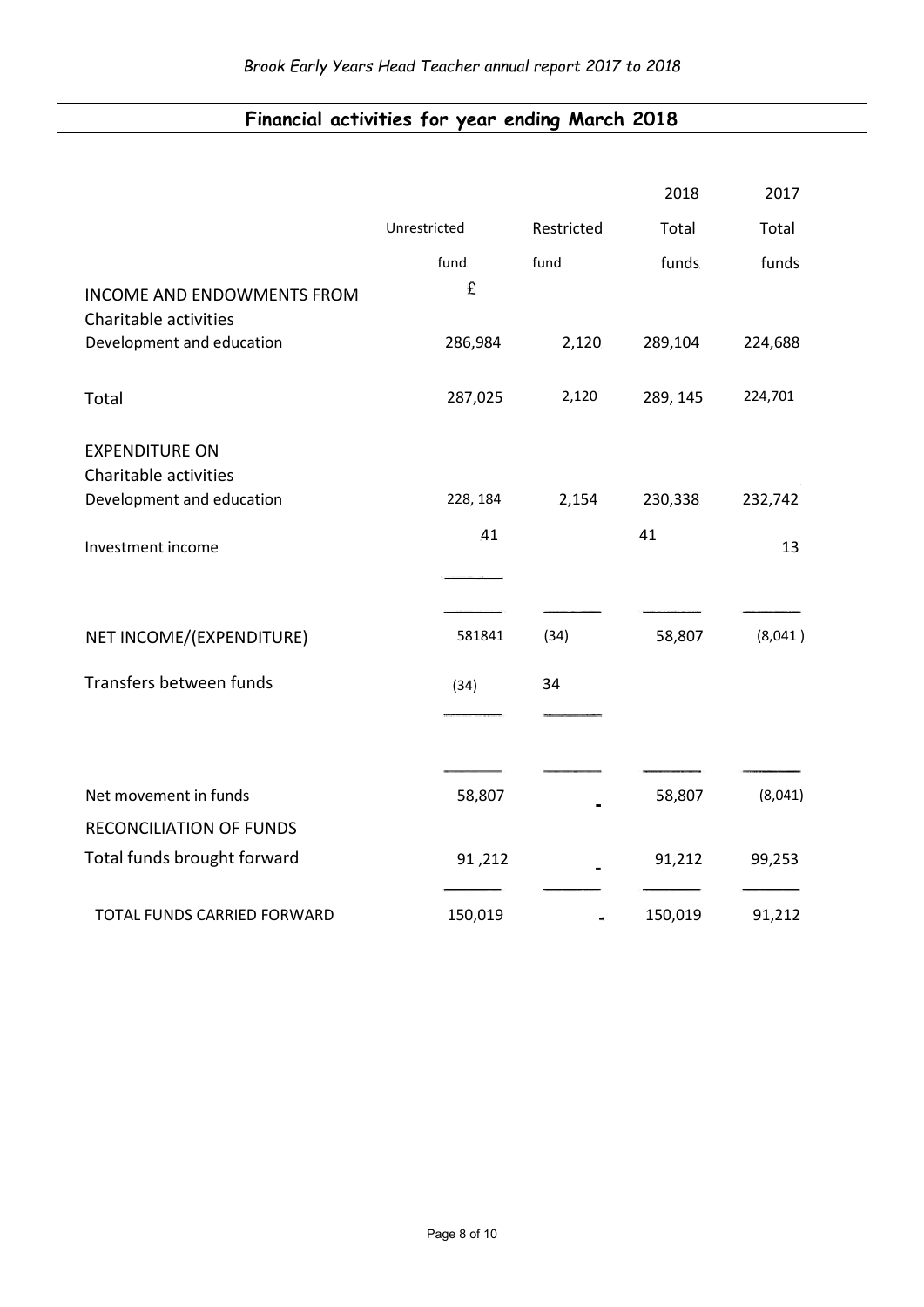## Financial activities for year ending March 2018

| | Unrestricted fund | Restricted fund | 2018 Total funds | 2017 Total funds |
|---|---|---|---|---|
| | £ | | | |
| **INCOME AND ENDOWMENTS FROM** | | | | |
| Charitable activities | | | | |
| Development and education | 286,984 | 2,120 | 289,104 | 224,688 |
| Total | 287,025 | 2,120 | 289, 145 | 224,701 |
| **EXPENDITURE ON** | | | | |
| Charitable activities | | | | |
| Development and education | 228, 184 | 2,154 | 230,338 | 232,742 |
| Investment income | 41 | | 41 | 13 |
| NET INCOME/(EXPENDITURE) | 581841 | (34) | 58,807 | (8,041 ) |
| Transfers between funds | (34) | 34 | | |
| Net movement in funds | 58,807 | - | 58,807 | (8,041) |
| RECONCILIATION OF FUNDS | | | | |
| Total funds brought forward | 91 ,212 | - | 91,212 | 99,253 |
| TOTAL FUNDS CARRIED FORWARD | 150,019 | - | 150,019 | 91,212 |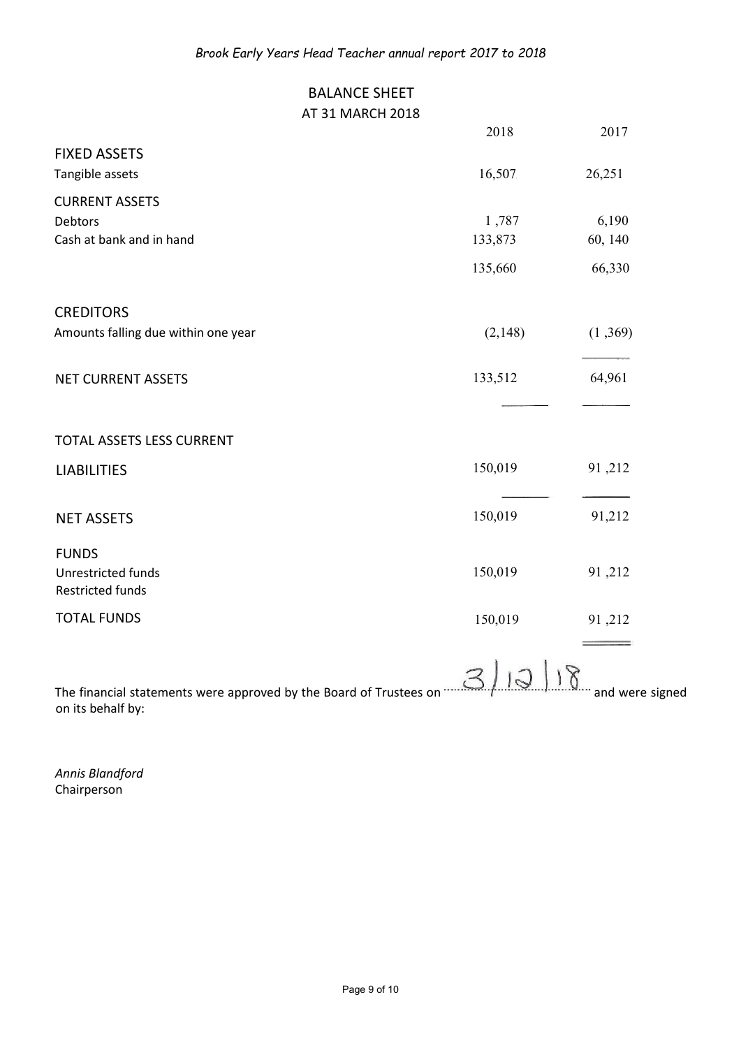## BALANCE SHEET

### AT 31 MARCH 2018

| | 2018 | 2017 |
|---|---|---|
| **FIXED ASSETS** | | |
| Tangible assets | 16,507 | 26,251 |
| **CURRENT ASSETS** | | |
| Debtors | 1 ,787 | 6,190 |
| Cash at bank and in hand | 133,873 | 60, 140 |
| | 135,660 | 66,330 |
| **CREDITORS** | | |
| Amounts falling due within one year | (2,148) | (1 ,369) |
| NET CURRENT ASSETS | 133,512 | 64,961 |
| TOTAL ASSETS LESS CURRENT LIABILITIES | 150,019 | 91 ,212 |
| NET ASSETS | 150,019 | 91,212 |
| **FUNDS** | | |
| Unrestricted funds | 150,019 | 91 ,212 |
| Restricted funds | | |
| TOTAL FUNDS | 150,019 | 91 ,212 |

The financial statements were approved by the Board of Trustees on 3/12/18 and were signed on its behalf by:

*Annis Blandford*
Chairperson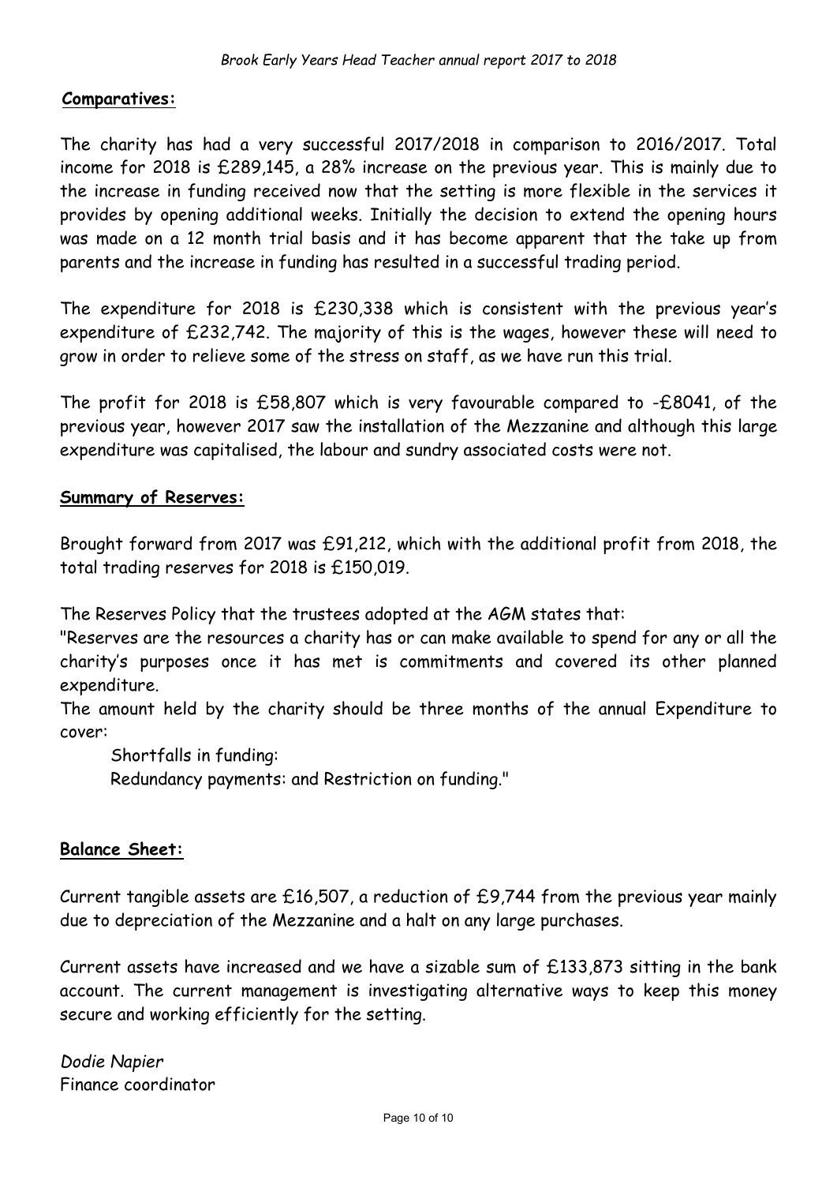## Comparatives:

The charity has had a very successful 2017/2018 in comparison to 2016/2017. Total income for 2018 is £289,145, a 28% increase on the previous year. This is mainly due to the increase in funding received now that the setting is more flexible in the services it provides by opening additional weeks. Initially the decision to extend the opening hours was made on a 12 month trial basis and it has become apparent that the take up from parents and the increase in funding has resulted in a successful trading period.

The expenditure for 2018 is £230,338 which is consistent with the previous year's expenditure of £232,742. The majority of this is the wages, however these will need to grow in order to relieve some of the stress on staff, as we have run this trial.

The profit for 2018 is £58,807 which is very favourable compared to -£8041, of the previous year, however 2017 saw the installation of the Mezzanine and although this large expenditure was capitalised, the labour and sundry associated costs were not.

## Summary of Reserves:

Brought forward from 2017 was £91,212, which with the additional profit from 2018, the total trading reserves for 2018 is £150,019.

The Reserves Policy that the trustees adopted at the AGM states that:
"Reserves are the resources a charity has or can make available to spend for any or all the charity's purposes once it has met is commitments and covered its other planned expenditure.
The amount held by the charity should be three months of the annual Expenditure to cover:

Shortfalls in funding:
Redundancy payments: and Restriction on funding."

## Balance Sheet:

Current tangible assets are £16,507, a reduction of £9,744 from the previous year mainly due to depreciation of the Mezzanine and a halt on any large purchases.

Current assets have increased and we have a sizable sum of £133,873 sitting in the bank account. The current management is investigating alternative ways to keep this money secure and working efficiently for the setting.

*Dodie Napier*
Finance coordinator